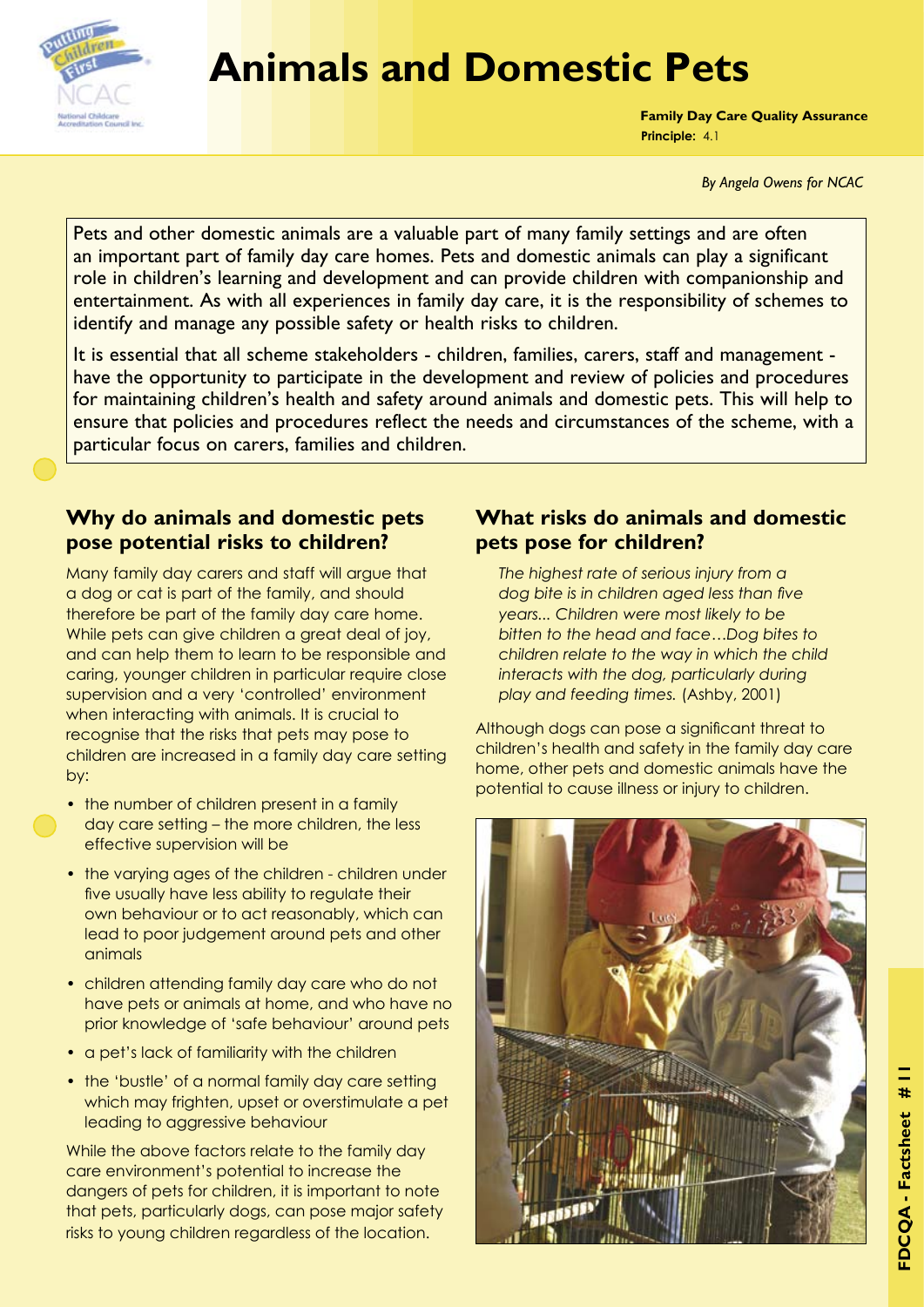# Animals and Domestic Pets

**Family Day Care Quality Assurance**
**Principle:** 4.1

*By Angela Owens for NCAC*

Pets and other domestic animals are a valuable part of many family settings and are often an important part of family day care homes. Pets and domestic animals can play a significant role in children's learning and development and can provide children with companionship and entertainment. As with all experiences in family day care, it is the responsibility of schemes to identify and manage any possible safety or health risks to children.

It is essential that all scheme stakeholders - children, families, carers, staff and management - have the opportunity to participate in the development and review of policies and procedures for maintaining children's health and safety around animals and domestic pets. This will help to ensure that policies and procedures reflect the needs and circumstances of the scheme, with a particular focus on carers, families and children.

## Why do animals and domestic pets pose potential risks to children?

Many family day carers and staff will argue that a dog or cat is part of the family, and should therefore be part of the family day care home. While pets can give children a great deal of joy, and can help them to learn to be responsible and caring, younger children in particular require close supervision and a very 'controlled' environment when interacting with animals. It is crucial to recognise that the risks that pets may pose to children are increased in a family day care setting by:

- the number of children present in a family day care setting – the more children, the less effective supervision will be
- the varying ages of the children - children under five usually have less ability to regulate their own behaviour or to act reasonably, which can lead to poor judgement around pets and other animals
- children attending family day care who do not have pets or animals at home, and who have no prior knowledge of 'safe behaviour' around pets
- a pet's lack of familiarity with the children
- the 'bustle' of a normal family day care setting which may frighten, upset or overstimulate a pet leading to aggressive behaviour

While the above factors relate to the family day care environment's potential to increase the dangers of pets for children, it is important to note that pets, particularly dogs, can pose major safety risks to young children regardless of the location.

## What risks do animals and domestic pets pose for children?

*The highest rate of serious injury from a dog bite is in children aged less than five years... Children were most likely to be bitten to the head and face…Dog bites to children relate to the way in which the child interacts with the dog, particularly during play and feeding times.* (Ashby, 2001)

Although dogs can pose a significant threat to children's health and safety in the family day care home, other pets and domestic animals have the potential to cause illness or injury to children.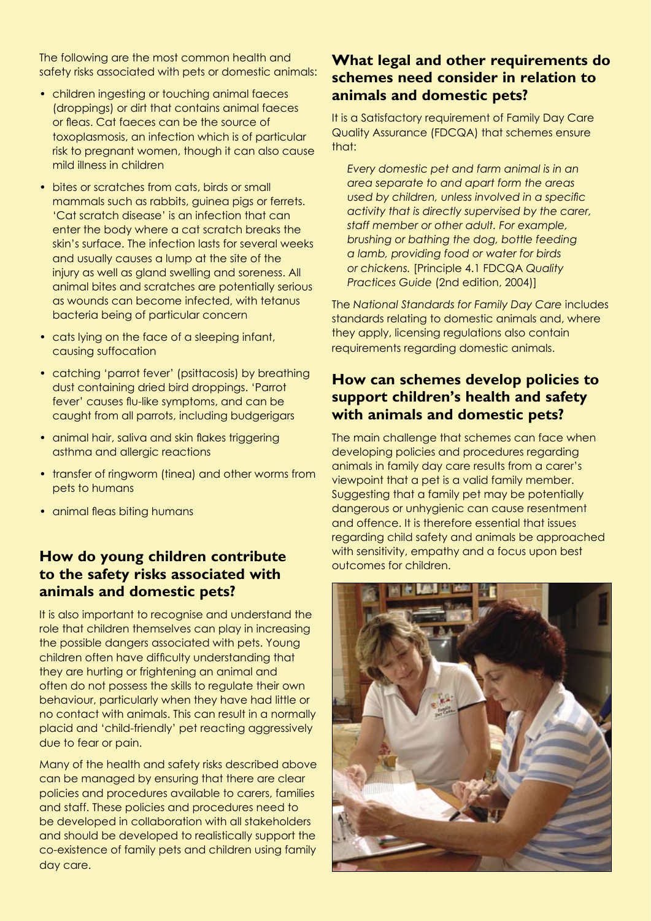The following are the most common health and safety risks associated with pets or domestic animals:

- children ingesting or touching animal faeces (droppings) or dirt that contains animal faeces or fleas. Cat faeces can be the source of toxoplasmosis, an infection which is of particular risk to pregnant women, though it can also cause mild illness in children
- bites or scratches from cats, birds or small mammals such as rabbits, guinea pigs or ferrets. 'Cat scratch disease' is an infection that can enter the body where a cat scratch breaks the skin's surface. The infection lasts for several weeks and usually causes a lump at the site of the injury as well as gland swelling and soreness. All animal bites and scratches are potentially serious as wounds can become infected, with tetanus bacteria being of particular concern
- cats lying on the face of a sleeping infant, causing suffocation
- catching 'parrot fever' (psittacosis) by breathing dust containing dried bird droppings. 'Parrot fever' causes flu-like symptoms, and can be caught from all parrots, including budgerigars
- animal hair, saliva and skin flakes triggering asthma and allergic reactions
- transfer of ringworm (tinea) and other worms from pets to humans
- animal fleas biting humans

## How do young children contribute to the safety risks associated with animals and domestic pets?

It is also important to recognise and understand the role that children themselves can play in increasing the possible dangers associated with pets. Young children often have difficulty understanding that they are hurting or frightening an animal and often do not possess the skills to regulate their own behaviour, particularly when they have had little or no contact with animals. This can result in a normally placid and 'child-friendly' pet reacting aggressively due to fear or pain.

Many of the health and safety risks described above can be managed by ensuring that there are clear policies and procedures available to carers, families and staff. These policies and procedures need to be developed in collaboration with all stakeholders and should be developed to realistically support the co-existence of family pets and children using family day care.

## What legal and other requirements do schemes need consider in relation to animals and domestic pets?

It is a Satisfactory requirement of Family Day Care Quality Assurance (FDCQA) that schemes ensure that:

> *Every domestic pet and farm animal is in an area separate to and apart form the areas used by children, unless involved in a specific activity that is directly supervised by the carer, staff member or other adult. For example, brushing or bathing the dog, bottle feeding a lamb, providing food or water for birds or chickens.* [Principle 4.1 FDCQA *Quality Practices Guide* (2nd edition, 2004)]

The *National Standards for Family Day Care* includes standards relating to domestic animals and, where they apply, licensing regulations also contain requirements regarding domestic animals.

## How can schemes develop policies to support children's health and safety with animals and domestic pets?

The main challenge that schemes can face when developing policies and procedures regarding animals in family day care results from a carer's viewpoint that a pet is a valid family member. Suggesting that a family pet may be potentially dangerous or unhygienic can cause resentment and offence. It is therefore essential that issues regarding child safety and animals be approached with sensitivity, empathy and a focus upon best outcomes for children.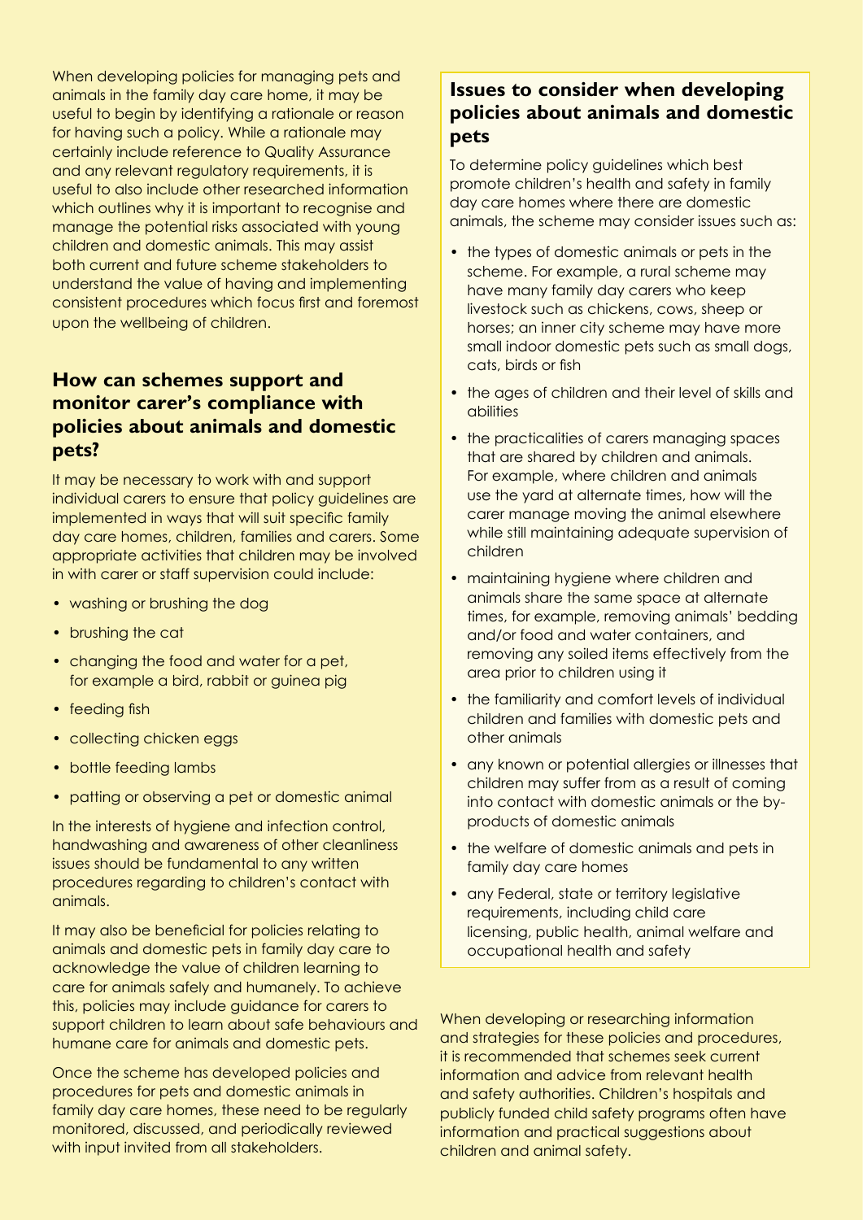When developing policies for managing pets and animals in the family day care home, it may be useful to begin by identifying a rationale or reason for having such a policy. While a rationale may certainly include reference to Quality Assurance and any relevant regulatory requirements, it is useful to also include other researched information which outlines why it is important to recognise and manage the potential risks associated with young children and domestic animals. This may assist both current and future scheme stakeholders to understand the value of having and implementing consistent procedures which focus first and foremost upon the wellbeing of children.

## How can schemes support and monitor carer's compliance with policies about animals and domestic pets?

It may be necessary to work with and support individual carers to ensure that policy guidelines are implemented in ways that will suit specific family day care homes, children, families and carers. Some appropriate activities that children may be involved in with carer or staff supervision could include:

- washing or brushing the dog
- brushing the cat
- changing the food and water for a pet, for example a bird, rabbit or guinea pig
- feeding fish
- collecting chicken eggs
- bottle feeding lambs
- patting or observing a pet or domestic animal

In the interests of hygiene and infection control, handwashing and awareness of other cleanliness issues should be fundamental to any written procedures regarding to children's contact with animals.

It may also be beneficial for policies relating to animals and domestic pets in family day care to acknowledge the value of children learning to care for animals safely and humanely. To achieve this, policies may include guidance for carers to support children to learn about safe behaviours and humane care for animals and domestic pets.

Once the scheme has developed policies and procedures for pets and domestic animals in family day care homes, these need to be regularly monitored, discussed, and periodically reviewed with input invited from all stakeholders.

## Issues to consider when developing policies about animals and domestic pets

To determine policy guidelines which best promote children's health and safety in family day care homes where there are domestic animals, the scheme may consider issues such as:

- the types of domestic animals or pets in the scheme. For example, a rural scheme may have many family day carers who keep livestock such as chickens, cows, sheep or horses; an inner city scheme may have more small indoor domestic pets such as small dogs, cats, birds or fish
- the ages of children and their level of skills and abilities
- the practicalities of carers managing spaces that are shared by children and animals. For example, where children and animals use the yard at alternate times, how will the carer manage moving the animal elsewhere while still maintaining adequate supervision of children
- maintaining hygiene where children and animals share the same space at alternate times, for example, removing animals' bedding and/or food and water containers, and removing any soiled items effectively from the area prior to children using it
- the familiarity and comfort levels of individual children and families with domestic pets and other animals
- any known or potential allergies or illnesses that children may suffer from as a result of coming into contact with domestic animals or the by-products of domestic animals
- the welfare of domestic animals and pets in family day care homes
- any Federal, state or territory legislative requirements, including child care licensing, public health, animal welfare and occupational health and safety

When developing or researching information and strategies for these policies and procedures, it is recommended that schemes seek current information and advice from relevant health and safety authorities. Children's hospitals and publicly funded child safety programs often have information and practical suggestions about children and animal safety.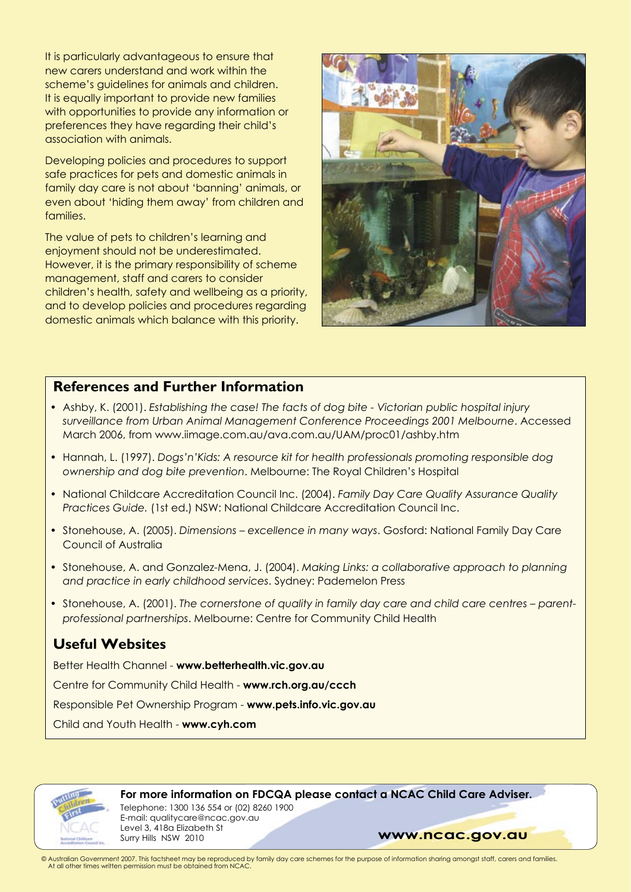It is particularly advantageous to ensure that new carers understand and work within the scheme's guidelines for animals and children. It is equally important to provide new families with opportunities to provide any information or preferences they have regarding their child's association with animals.

Developing policies and procedures to support safe practices for pets and domestic animals in family day care is not about 'banning' animals, or even about 'hiding them away' from children and families.

The value of pets to children's learning and enjoyment should not be underestimated. However, it is the primary responsibility of scheme management, staff and carers to consider children's health, safety and wellbeing as a priority, and to develop policies and procedures regarding domestic animals which balance with this priority.

## References and Further Information

- Ashby, K. (2001). *Establishing the case! The facts of dog bite - Victorian public hospital injury surveillance from Urban Animal Management Conference Proceedings 2001 Melbourne*. Accessed March 2006, from www.iimage.com.au/ava.com.au/UAM/proc01/ashby.htm
- Hannah, L. (1997). *Dogs'n'Kids: A resource kit for health professionals promoting responsible dog ownership and dog bite prevention*. Melbourne: The Royal Children's Hospital
- National Childcare Accreditation Council Inc. (2004). *Family Day Care Quality Assurance Quality Practices Guide.* (1st ed.) NSW: National Childcare Accreditation Council Inc.
- Stonehouse, A. (2005). *Dimensions – excellence in many ways*. Gosford: National Family Day Care Council of Australia
- Stonehouse, A. and Gonzalez-Mena, J. (2004). *Making Links: a collaborative approach to planning and practice in early childhood services*. Sydney: Pademelon Press
- Stonehouse, A. (2001). *The cornerstone of quality in family day care and child care centres – parent-professional partnerships*. Melbourne: Centre for Community Child Health

## Useful Websites

Better Health Channel - **www.betterhealth.vic.gov.au**

Centre for Community Child Health - **www.rch.org.au/ccch**

Responsible Pet Ownership Program - **www.pets.info.vic.gov.au**

Child and Youth Health - **www.cyh.com**

**For more information on FDCQA please contact a NCAC Child Care Adviser.**

Telephone: 1300 136 554 or (02) 8260 1900
E-mail: qualitycare@ncac.gov.au
Level 3, 418a Elizabeth St
Surry Hills NSW 2010

**www.ncac.gov.au**

© Australian Government 2007. This factsheet may be reproduced by family day care schemes for the purpose of information sharing amongst staff, carers and families. At all other times written permission must be obtained from NCAC.